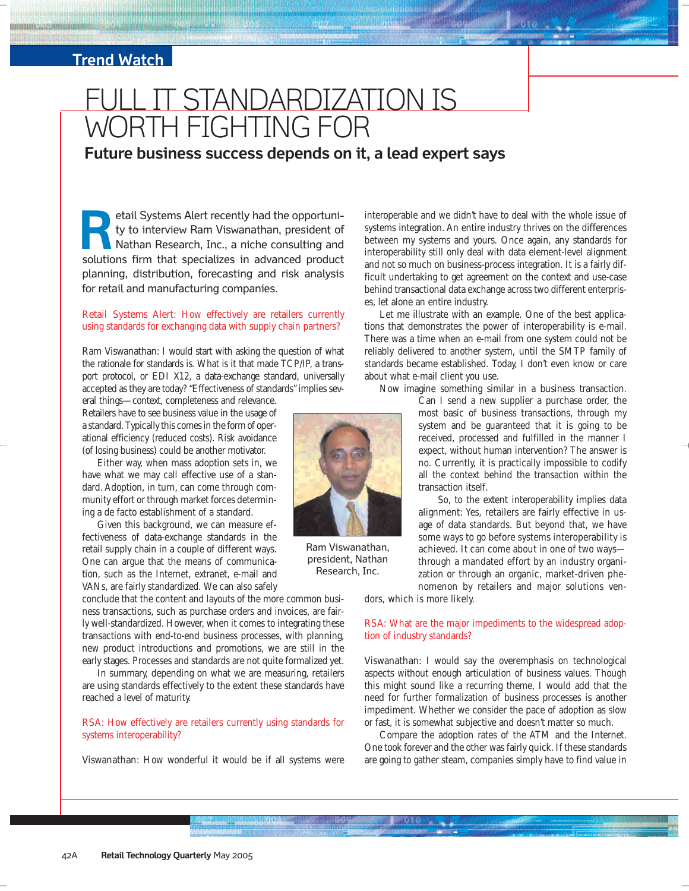Trend Watch

# FULL IT STANDARDIZATION IS WORTH FIGHTING FOR

## Future business success depends on it, a lead expert says

Retail Systems Alert recently had the opportunity to interview Ram Viswanathan, president of Nathan Research, Inc., a niche consulting and solutions firm that specializes in advanced product planning, distribution, forecasting and risk analysis for retail and manufacturing companies.

**Retail Systems Alert: How effectively are retailers currently using standards for exchanging data with supply chain partners?**

Ram Viswanathan: I would start with asking the question of what the rationale for standards is. What is it that made TCP/IP, a transport protocol, or EDI X12, a data-exchange standard, universally accepted as they are today? "Effectiveness of standards" implies several things—context, completeness and relevance. Retailers have to see business value in the usage of a standard. Typically this comes in the form of operational efficiency (reduced costs). Risk avoidance (of losing business) could be another motivator.

Either way, when mass adoption sets in, we have what we may call effective use of a standard. Adoption, in turn, can come through community effort or through market forces determining a de facto establishment of a standard.

Given this background, we can measure effectiveness of data-exchange standards in the retail supply chain in a couple of different ways. One can argue that the means of communication, such as the Internet, extranet, e-mail and VANs, are fairly standardized. We can also safely conclude that the content and layouts of the more common business transactions, such as purchase orders and invoices, are fairly well-standardized. However, when it comes to integrating these transactions with end-to-end business processes, with planning, new product introductions and promotions, we are still in the early stages. Processes and standards are not quite formalized yet.

In summary, depending on what we are measuring, retailers are using standards effectively to the extent these standards have reached a level of maturity.

**RSA: How effectively are retailers currently using standards for systems interoperability?**

Viswanathan: How wonderful it would be if all systems were interoperable and we didn't have to deal with the whole issue of systems integration. An entire industry thrives on the differences between my systems and yours. Once again, any standards for interoperability still only deal with data element-level alignment and not so much on business-process integration. It is a fairly difficult undertaking to get agreement on the context and use-case behind transactional data exchange across two different enterprises, let alone an entire industry.

Let me illustrate with an example. One of the best applications that demonstrates the power of interoperability is e-mail. There was a time when an e-mail from one system could not be reliably delivered to another system, until the SMTP family of standards became established. Today, I don't even know or care about what e-mail client you use.

Now imagine something similar in a business transaction. Can I send a new supplier a purchase order, the most basic of business transactions, through my system and be guaranteed that it is going to be received, processed and fulfilled in the manner I expect, without human intervention? The answer is no. Currently, it is practically impossible to codify all the context behind the transaction within the transaction itself.

Ram Viswanathan, president, Nathan Research, Inc.

So, to the extent interoperability implies data alignment: Yes, retailers are fairly effective in usage of data standards. But beyond that, we have some ways to go before systems interoperability is achieved. It can come about in one of two ways—through a mandated effort by an industry organization or through an organic, market-driven phenomenon by retailers and major solutions vendors, which is more likely.

**RSA: What are the major impediments to the widespread adoption of industry standards?**

Viswanathan: I would say the overemphasis on technological aspects without enough articulation of business values. Though this might sound like a recurring theme, I would add that the need for further formalization of business processes is another impediment. Whether we consider the pace of adoption as slow or fast, it is somewhat subjective and doesn't matter so much.

Compare the adoption rates of the ATM and the Internet. One took forever and the other was fairly quick. If these standards are going to gather steam, companies simply have to find value in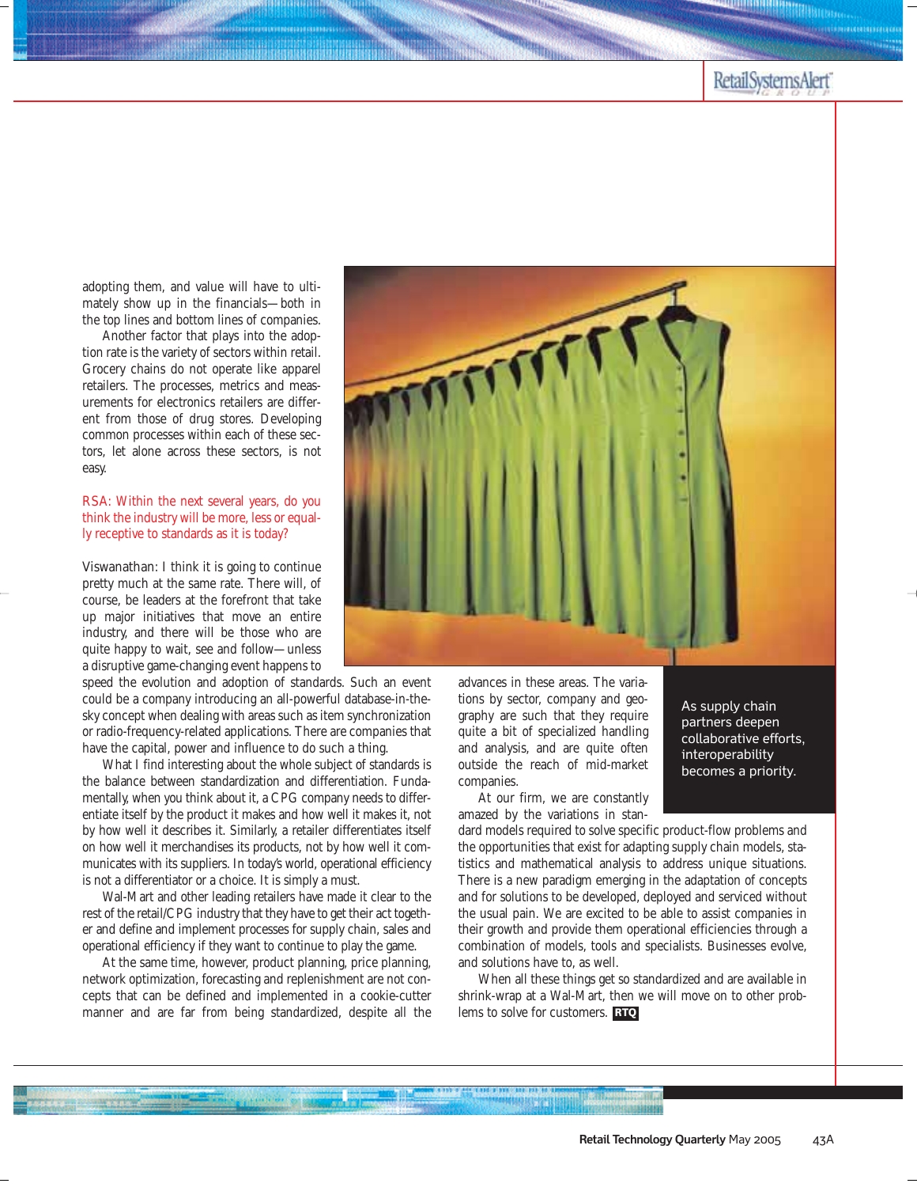adopting them, and value will have to ultimately show up in the financials—both in the top lines and bottom lines of companies.

Another factor that plays into the adoption rate is the variety of sectors within retail. Grocery chains do not operate like apparel retailers. The processes, metrics and measurements for electronics retailers are different from those of drug stores. Developing common processes within each of these sectors, let alone across these sectors, is not easy.

**RSA: Within the next several years, do you think the industry will be more, less or equally receptive to standards as it is today?**

Viswanathan: I think it is going to continue pretty much at the same rate. There will, of course, be leaders at the forefront that take up major initiatives that move an entire industry, and there will be those who are quite happy to wait, see and follow—unless a disruptive game-changing event happens to speed the evolution and adoption of standards. Such an event could be a company introducing an all-powerful database-in-the-sky concept when dealing with areas such as item synchronization or radio-frequency-related applications. There are companies that have the capital, power and influence to do such a thing.

What I find interesting about the whole subject of standards is the balance between standardization and differentiation. Fundamentally, when you think about it, a CPG company needs to differentiate itself by the product it makes and how well it makes it, not by how well it describes it. Similarly, a retailer differentiates itself on how well it merchandises its products, not by how well it communicates with its suppliers. In today's world, operational efficiency is not a differentiator or a choice. It is simply a must.

Wal-Mart and other leading retailers have made it clear to the rest of the retail/CPG industry that they have to get their act together and define and implement processes for supply chain, sales and operational efficiency if they want to continue to play the game.

At the same time, however, product planning, price planning, network optimization, forecasting and replenishment are not concepts that can be defined and implemented in a cookie-cutter manner and are far from being standardized, despite all the advances in these areas. The variations by sector, company and geography are such that they require quite a bit of specialized handling and analysis, and are quite often outside the reach of mid-market companies.

At our firm, we are constantly amazed by the variations in standard models required to solve specific product-flow problems and the opportunities that exist for adapting supply chain models, statistics and mathematical analysis to address unique situations. There is a new paradigm emerging in the adaptation of concepts and for solutions to be developed, deployed and serviced without the usual pain. We are excited to be able to assist companies in their growth and provide them operational efficiencies through a combination of models, tools and specialists. Businesses evolve, and solutions have to, as well.

When all these things get so standardized and are available in shrink-wrap at a Wal-Mart, then we will move on to other problems to solve for customers. RTQ

As supply chain partners deepen collaborative efforts, interoperability becomes a priority.